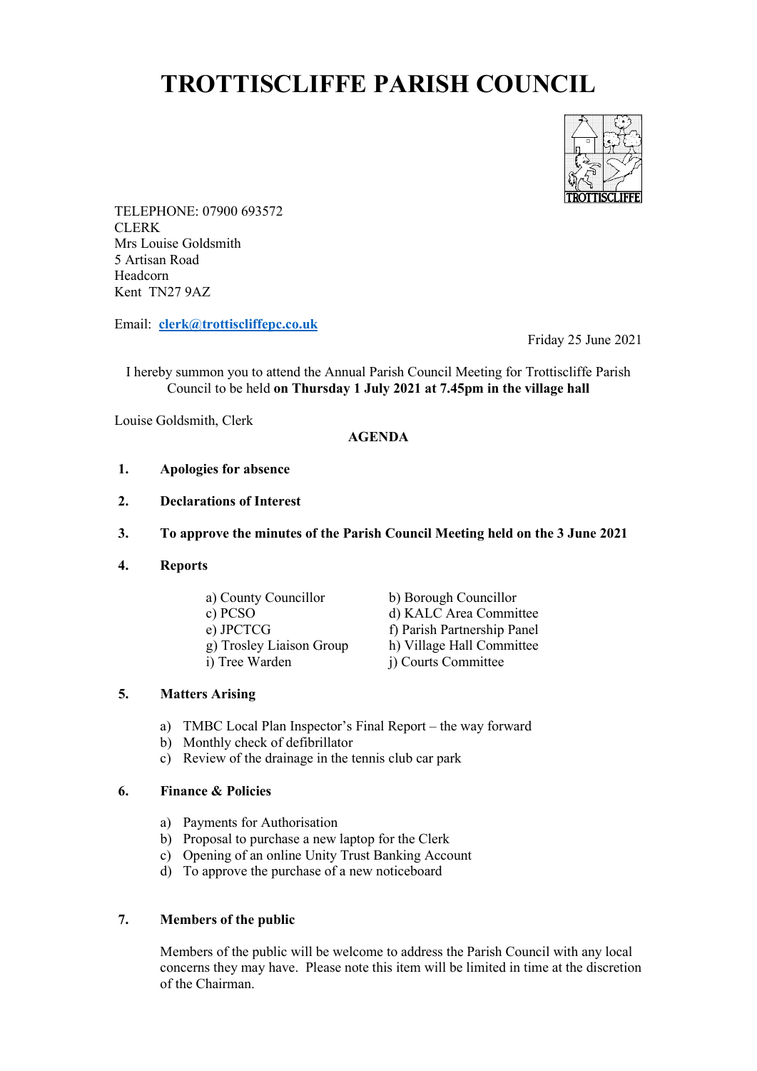# TROTTISCLIFFE PARISH COUNCIL

TELEPHONE: 07900 693572
CLERK
Mrs Louise Goldsmith
5 Artisan Road
Headcorn
Kent TN27 9AZ

Email: **clerk@trottiscliffepc.co.uk**

Friday 25 June 2021

I hereby summon you to attend the Annual Parish Council Meeting for Trottiscliffe Parish Council to be held **on Thursday 1 July 2021 at 7.45pm in the village hall**

Louise Goldsmith, Clerk

**AGENDA**

1. **Apologies for absence**

2. **Declarations of Interest**

3. **To approve the minutes of the Parish Council Meeting held on the 3 June 2021**

4. **Reports**

   a) County Councillor
   b) Borough Councillor
   c) PCSO
   d) KALC Area Committee
   e) JPCTCG
   f) Parish Partnership Panel
   g) Trosley Liaison Group
   h) Village Hall Committee
   i) Tree Warden
   j) Courts Committee

5. **Matters Arising**

   a) TMBC Local Plan Inspector's Final Report – the way forward
   b) Monthly check of defibrillator
   c) Review of the drainage in the tennis club car park

6. **Finance & Policies**

   a) Payments for Authorisation
   b) Proposal to purchase a new laptop for the Clerk
   c) Opening of an online Unity Trust Banking Account
   d) To approve the purchase of a new noticeboard

7. **Members of the public**

   Members of the public will be welcome to address the Parish Council with any local concerns they may have. Please note this item will be limited in time at the discretion of the Chairman.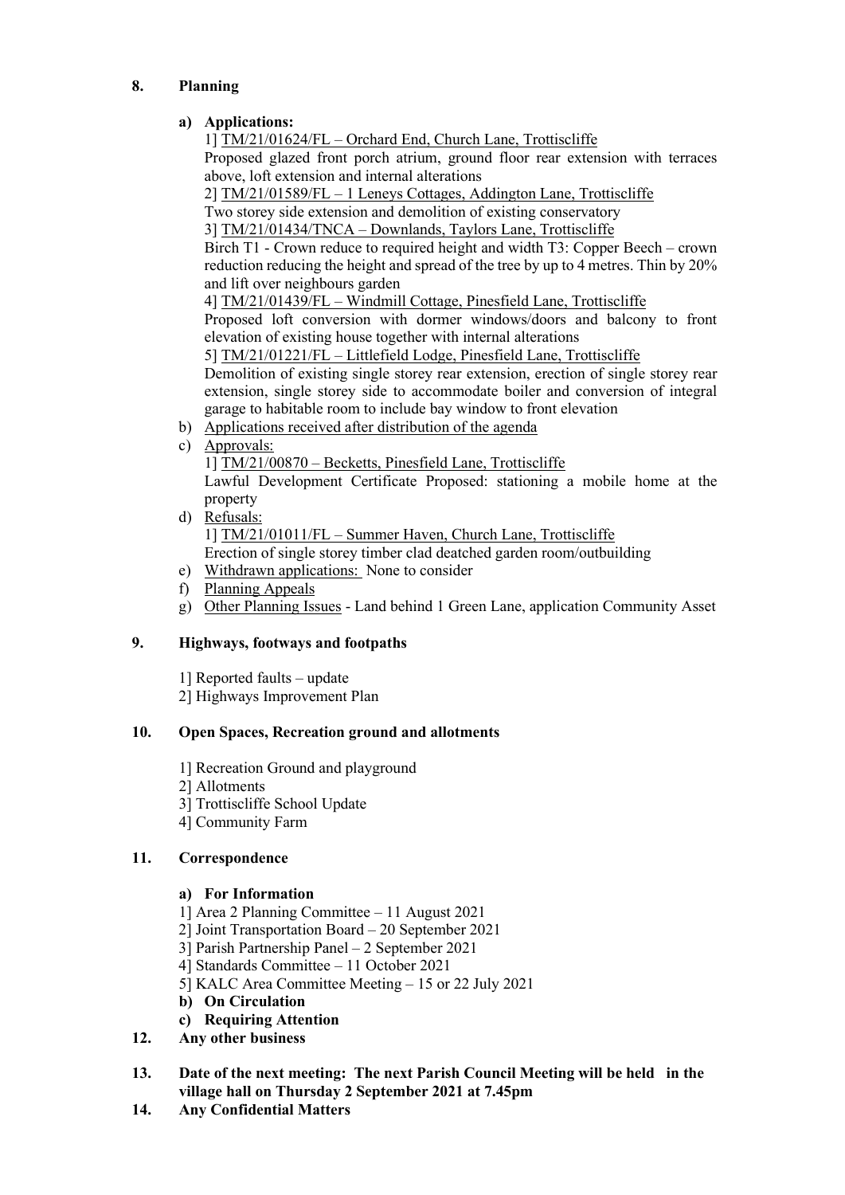## 8. Planning

**a) Applications:**

1] TM/21/01624/FL – Orchard End, Church Lane, Trottiscliffe
Proposed glazed front porch atrium, ground floor rear extension with terraces above, loft extension and internal alterations

2] TM/21/01589/FL – 1 Leneys Cottages, Addington Lane, Trottiscliffe
Two storey side extension and demolition of existing conservatory

3] TM/21/01434/TNCA – Downlands, Taylors Lane, Trottiscliffe
Birch T1 - Crown reduce to required height and width T3: Copper Beech – crown reduction reducing the height and spread of the tree by up to 4 metres. Thin by 20% and lift over neighbours garden

4] TM/21/01439/FL – Windmill Cottage, Pinesfield Lane, Trottiscliffe
Proposed loft conversion with dormer windows/doors and balcony to front elevation of existing house together with internal alterations

5] TM/21/01221/FL – Littlefield Lodge, Pinesfield Lane, Trottiscliffe
Demolition of existing single storey rear extension, erection of single storey rear extension, single storey side to accommodate boiler and conversion of integral garage to habitable room to include bay window to front elevation

b) Applications received after distribution of the agenda

c) Approvals:
1] TM/21/00870 – Becketts, Pinesfield Lane, Trottiscliffe
Lawful Development Certificate Proposed: stationing a mobile home at the property

d) Refusals:
1] TM/21/01011/FL – Summer Haven, Church Lane, Trottiscliffe
Erection of single storey timber clad deatched garden room/outbuilding

e) Withdrawn applications: None to consider

f) Planning Appeals

g) Other Planning Issues - Land behind 1 Green Lane, application Community Asset

## 9. Highways, footways and footpaths

1] Reported faults – update
2] Highways Improvement Plan

## 10. Open Spaces, Recreation ground and allotments

1] Recreation Ground and playground
2] Allotments
3] Trottiscliffe School Update
4] Community Farm

## 11. Correspondence

**a) For Information**

1] Area 2 Planning Committee – 11 August 2021
2] Joint Transportation Board – 20 September 2021
3] Parish Partnership Panel – 2 September 2021
4] Standards Committee – 11 October 2021
5] KALC Area Committee Meeting – 15 or 22 July 2021

**b) On Circulation**

**c) Requiring Attention**

## 12. Any other business

## 13. Date of the next meeting: The next Parish Council Meeting will be held in the village hall on Thursday 2 September 2021 at 7.45pm

## 14. Any Confidential Matters